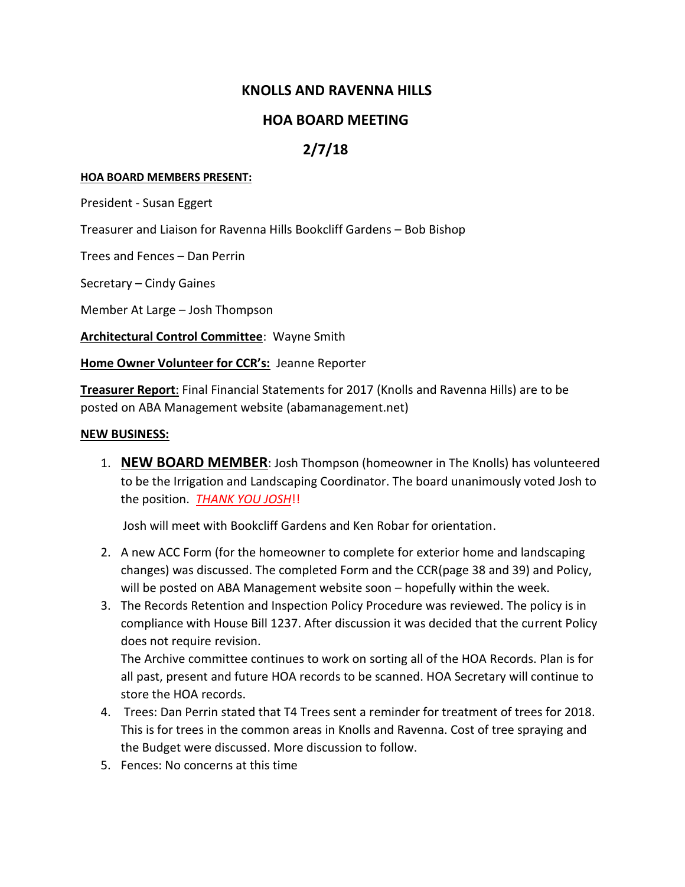# KNOLLS AND RAVENNA HILLS

## HOA BOARD MEETING

## 2/7/18

**HOA BOARD MEMBERS PRESENT:**

President - Susan Eggert

Treasurer and Liaison for Ravenna Hills Bookcliff Gardens – Bob Bishop

Trees and Fences – Dan Perrin

Secretary – Cindy Gaines

Member At Large – Josh Thompson

**Architectural Control Committee**: Wayne Smith

**Home Owner Volunteer for CCR's:** Jeanne Reporter

**Treasurer Report**: Final Financial Statements for 2017 (Knolls and Ravenna Hills) are to be posted on ABA Management website (abamanagement.net)

**NEW BUSINESS:**

1. **NEW BOARD MEMBER**: Josh Thompson (homeowner in The Knolls) has volunteered to be the Irrigation and Landscaping Coordinator. The board unanimously voted Josh to the position. *THANK YOU JOSH*!!

   Josh will meet with Bookcliff Gardens and Ken Robar for orientation.

2. A new ACC Form (for the homeowner to complete for exterior home and landscaping changes) was discussed. The completed Form and the CCR(page 38 and 39) and Policy, will be posted on ABA Management website soon – hopefully within the week.
3. The Records Retention and Inspection Policy Procedure was reviewed. The policy is in compliance with House Bill 1237. After discussion it was decided that the current Policy does not require revision.

   The Archive committee continues to work on sorting all of the HOA Records. Plan is for all past, present and future HOA records to be scanned. HOA Secretary will continue to store the HOA records.
4. Trees: Dan Perrin stated that T4 Trees sent a reminder for treatment of trees for 2018. This is for trees in the common areas in Knolls and Ravenna. Cost of tree spraying and the Budget were discussed. More discussion to follow.
5. Fences: No concerns at this time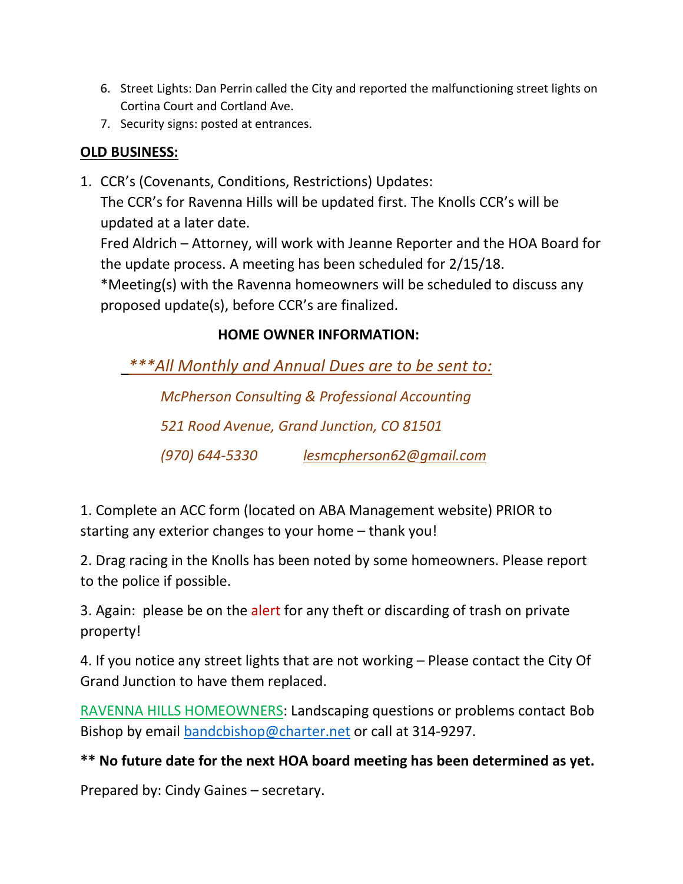6. Street Lights: Dan Perrin called the City and reported the malfunctioning street lights on Cortina Court and Cortland Ave.
7. Security signs: posted at entrances.

**OLD BUSINESS:**

1. CCR's (Covenants, Conditions, Restrictions) Updates:
   The CCR's for Ravenna Hills will be updated first. The Knolls CCR's will be updated at a later date.
   Fred Aldrich – Attorney, will work with Jeanne Reporter and the HOA Board for the update process. A meeting has been scheduled for 2/15/18.
   *Meeting(s) with the Ravenna homeowners will be scheduled to discuss any proposed update(s), before CCR's are finalized.

**HOME OWNER INFORMATION:**

*\*\*\*All Monthly and Annual Dues are to be sent to:*

*McPherson Consulting & Professional Accounting*

*521 Rood Avenue, Grand Junction, CO 81501*

*(970) 644-5330 lesmcpherson62@gmail.com*

1. Complete an ACC form (located on ABA Management website) PRIOR to starting any exterior changes to your home – thank you!

2. Drag racing in the Knolls has been noted by some homeowners. Please report to the police if possible.

3. Again: please be on the alert for any theft or discarding of trash on private property!

4. If you notice any street lights that are not working – Please contact the City Of Grand Junction to have them replaced.

RAVENNA HILLS HOMEOWNERS: Landscaping questions or problems contact Bob Bishop by email bandcbishop@charter.net or call at 314-9297.

**\*\* No future date for the next HOA board meeting has been determined as yet.**

Prepared by: Cindy Gaines – secretary.